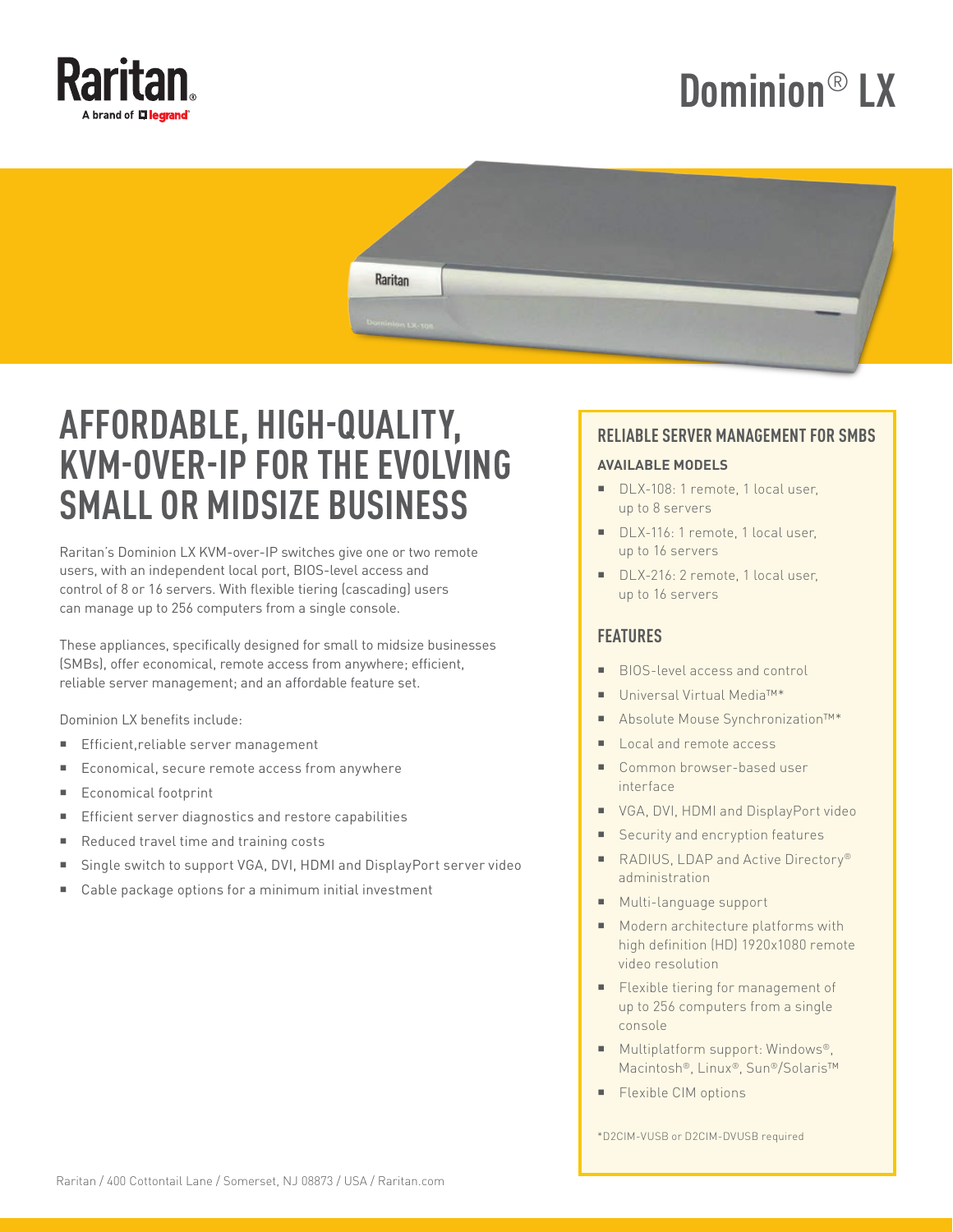Raritan.
A brand of legrand

# Dominion® LX

# AFFORDABLE, HIGH-QUALITY, KVM-OVER-IP FOR THE EVOLVING SMALL OR MIDSIZE BUSINESS

Raritan's Dominion LX KVM-over-IP switches give one or two remote users, with an independent local port, BIOS-level access and control of 8 or 16 servers. With flexible tiering (cascading) users can manage up to 256 computers from a single console.

These appliances, specifically designed for small to midsize businesses (SMBs), offer economical, remote access from anywhere; efficient, reliable server management; and an affordable feature set.

Dominion LX benefits include:

- Efficient,reliable server management
- Economical, secure remote access from anywhere
- Economical footprint
- Efficient server diagnostics and restore capabilities
- Reduced travel time and training costs
- Single switch to support VGA, DVI, HDMI and DisplayPort server video
- Cable package options for a minimum initial investment

## RELIABLE SERVER MANAGEMENT FOR SMBS

### AVAILABLE MODELS

- DLX-108: 1 remote, 1 local user, up to 8 servers
- DLX-116: 1 remote, 1 local user, up to 16 servers
- DLX-216: 2 remote, 1 local user, up to 16 servers

### FEATURES

- BIOS-level access and control
- Universal Virtual Media™*
- Absolute Mouse Synchronization™*
- Local and remote access
- Common browser-based user interface
- VGA, DVI, HDMI and DisplayPort video
- Security and encryption features
- RADIUS, LDAP and Active Directory® administration
- Multi-language support
- Modern architecture platforms with high definition (HD) 1920x1080 remote video resolution
- Flexible tiering for management of up to 256 computers from a single console
- Multiplatform support: Windows®, Macintosh®, Linux®, Sun®/Solaris™
- Flexible CIM options

*D2CIM-VUSB or D2CIM-DVUSB required

Raritan / 400 Cottontail Lane / Somerset, NJ 08873 / USA / Raritan.com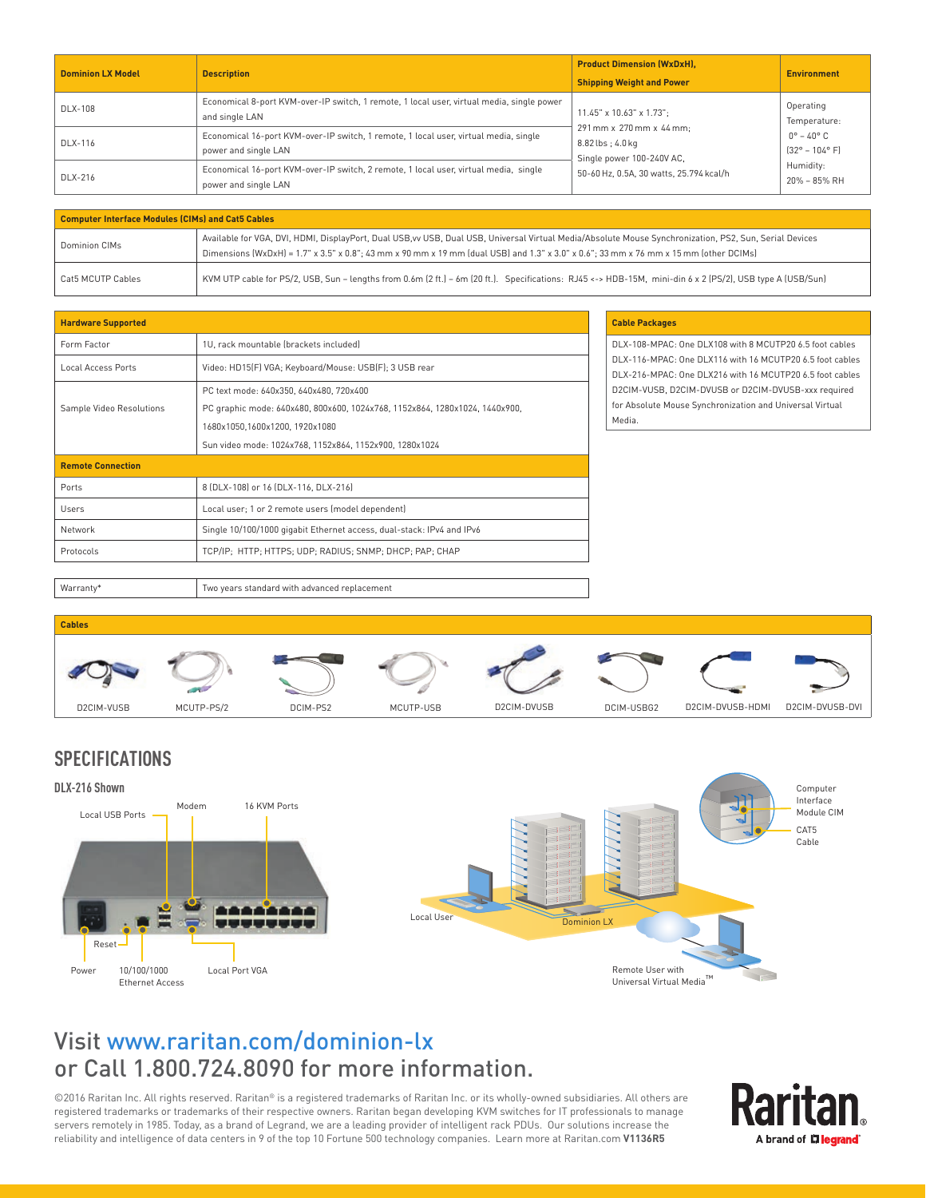| Dominion LX Model | Description | Product Dimension (WxDxH), Shipping Weight and Power | Environment |
|---|---|---|---|
| DLX-108 | Economical 8-port KVM-over-IP switch, 1 remote, 1 local user, virtual media, single power and single LAN | 11.45" x 10.63" x 1.73"; 291 mm x 270 mm x 44 mm; 8.82 lbs ; 4.0 kg Single power 100-240V AC, 50-60 Hz, 0.5A, 30 watts, 25.794 kcal/h | Operating Temperature: 0° – 40° C (32° – 104° F) Humidity: 20% – 85% RH |
| DLX-116 | Economical 16-port KVM-over-IP switch, 1 remote, 1 local user, virtual media, single power and single LAN | | |
| DLX-216 | Economical 16-port KVM-over-IP switch, 2 remote, 1 local user, virtual media, single power and single LAN | | |

| Computer Interface Modules (CIMs) and Cat5 Cables | |
|---|---|
| Dominion CIMs | Available for VGA, DVI, HDMI, DisplayPort, Dual USB,vv USB, Dual USB, Universal Virtual Media/Absolute Mouse Synchronization, PS2, Sun, Serial Devices Dimensions (WxDxH) = 1.7" x 3.5" x 0.8"; 43 mm x 90 mm x 19 mm (dual USB) and 1.3" x 3.0" x 0.6"; 33 mm x 76 mm x 15 mm (other DCIMs) |
| Cat5 MCUTP Cables | KVM UTP cable for PS/2, USB, Sun – lengths from 0.6m (2 ft.) – 6m (20 ft.). Specifications: RJ45 <-> HDB-15M, mini-din 6 x 2 (PS/2), USB type A (USB/Sun) |

| Hardware Supported | |
|---|---|
| Form Factor | 1U, rack mountable (brackets included) |
| Local Access Ports | Video: HD15(F) VGA; Keyboard/Mouse: USB(F); 3 USB rear |
| Sample Video Resolutions | PC text mode: 640x350, 640x480, 720x400<br>PC graphic mode: 640x480, 800x600, 1024x768, 1152x864, 1280x1024, 1440x900, 1680x1050,1600x1200, 1920x1080<br>Sun video mode: 1024x768, 1152x864, 1152x900, 1280x1024 |
| **Remote Connection** | |
| Ports | 8 (DLX-108) or 16 (DLX-116, DLX-216) |
| Users | Local user; 1 or 2 remote users (model dependent) |
| Network | Single 10/100/1000 gigabit Ethernet access, dual-stack: IPv4 and IPv6 |
| Protocols | TCP/IP; HTTP; HTTPS; UDP; RADIUS; SNMP; DHCP; PAP; CHAP |

| | |
|---|---|
| Warranty* | Two years standard with advanced replacement |

**Cable Packages**

DLX-108-MPAC: One DLX108 with 8 MCUTP20 6.5 foot cables
DLX-116-MPAC: One DLX116 with 16 MCUTP20 6.5 foot cables
DLX-216-MPAC: One DLX216 with 16 MCUTP20 6.5 foot cables
D2CIM-VUSB, D2CIM-DVUSB or D2CIM-DVUSB-xxx required for Absolute Mouse Synchronization and Universal Virtual Media.

**Cables**

D2CIM-VUSB | MCUTP-PS/2 | DCIM-PS2 | MCUTP-USB | D2CIM-DVUSB | DCIM-USBG2 | D2CIM-DVUSB-HDMI | D2CIM-DVUSB-DVI

## SPECIFICATIONS

### DLX-216 Shown

Local USB Ports
Modem
16 KVM Ports
Reset
Power
10/100/1000 Ethernet Access
Local Port VGA

Computer Interface Module CIM
CAT5 Cable
Local User
Dominion LX
Remote User with Universal Virtual Media™

# Visit www.raritan.com/dominion-lx or Call 1.800.724.8090 for more information.

©2016 Raritan Inc. All rights reserved. Raritan® is a registered trademarks of Raritan Inc. or its wholly-owned subsidiaries. All others are registered trademarks or trademarks of their respective owners. Raritan began developing KVM switches for IT professionals to manage servers remotely in 1985. Today, as a brand of Legrand, we are a leading provider of intelligent rack PDUs. Our solutions increase the reliability and intelligence of data centers in 9 of the top 10 Fortune 500 technology companies. Learn more at Raritan.com **V1136R5**

Raritan. A brand of legrand